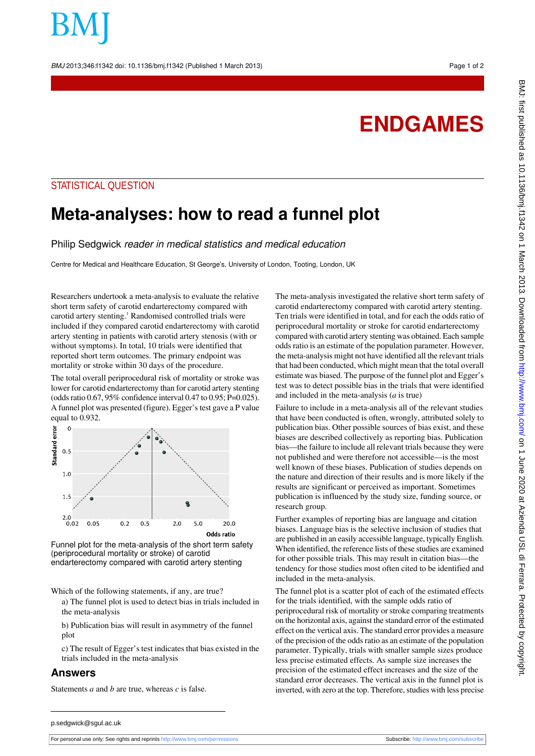# ENDGAMES

## STATISTICAL QUESTION

# Meta-analyses: how to read a funnel plot

Philip Sedgwick *reader in medical statistics and medical education*

Centre for Medical and Healthcare Education, St George's, University of London, Tooting, London, UK

Researchers undertook a meta-analysis to evaluate the relative short term safety of carotid endarterectomy compared with carotid artery stenting.[1] Randomised controlled trials were included if they compared carotid endarterectomy with carotid artery stenting in patients with carotid artery stenosis (with or without symptoms). In total, 10 trials were identified that reported short term outcomes. The primary endpoint was mortality or stroke within 30 days of the procedure.

The total overall periprocedural risk of mortality or stroke was lower for carotid endarterectomy than for carotid artery stenting (odds ratio 0.67, 95% confidence interval 0.47 to 0.95; P=0.025). A funnel plot was presented (figure). Egger's test gave a P value equal to 0.932.

Standard error
0
0.5
1.0
1.5
2.0
0.02 0.05 0.2 0.5 2.0 5.0 20.0
Odds ratio

Funnel plot for the meta-analysis of the short term safety (periprocedural mortality or stroke) of carotid endarterectomy compared with carotid artery stenting

Which of the following statements, if any, are true?

a) The funnel plot is used to detect bias in trials included in the meta-analysis

b) Publication bias will result in asymmetry of the funnel plot

c) The result of Egger's test indicates that bias existed in the trials included in the meta-analysis

## Answers

Statements *a* and *b* are true, whereas *c* is false.

The meta-analysis investigated the relative short term safety of carotid endarterectomy compared with carotid artery stenting. Ten trials were identified in total, and for each the odds ratio of periprocedural mortality or stroke for carotid endarterectomy compared with carotid artery stenting was obtained. Each sample odds ratio is an estimate of the population parameter. However, the meta-analysis might not have identified all the relevant trials that had been conducted, which might mean that the total overall estimate was biased. The purpose of the funnel plot and Egger's test was to detect possible bias in the trials that were identified and included in the meta-analysis (*a* is true)

Failure to include in a meta-analysis all of the relevant studies that have been conducted is often, wrongly, attributed solely to publication bias. Other possible sources of bias exist, and these biases are described collectively as reporting bias. Publication bias—the failure to include all relevant trials because they were not published and were therefore not accessible—is the most well known of these biases. Publication of studies depends on the nature and direction of their results and is more likely if the results are significant or perceived as important. Sometimes publication is influenced by the study size, funding source, or research group.

Further examples of reporting bias are language and citation biases. Language bias is the selective inclusion of studies that are published in an easily accessible language, typically English. When identified, the reference lists of these studies are examined for other possible trials. This may result in citation bias—the tendency for those studies most often cited to be identified and included in the meta-analysis.

The funnel plot is a scatter plot of each of the estimated effects for the trials identified, with the sample odds ratio of periprocedural risk of mortality or stroke comparing treatments on the horizontal axis, against the standard error of the estimated effect on the vertical axis. The standard error provides a measure of the precision of the odds ratio as an estimate of the population parameter. Typically, trials with smaller sample sizes produce less precise estimated effects. As sample size increases the precision of the estimated effect increases and the size of the standard error decreases. The vertical axis in the funnel plot is inverted, with zero at the top. Therefore, studies with less precise

p.sedgwick@sgul.ac.uk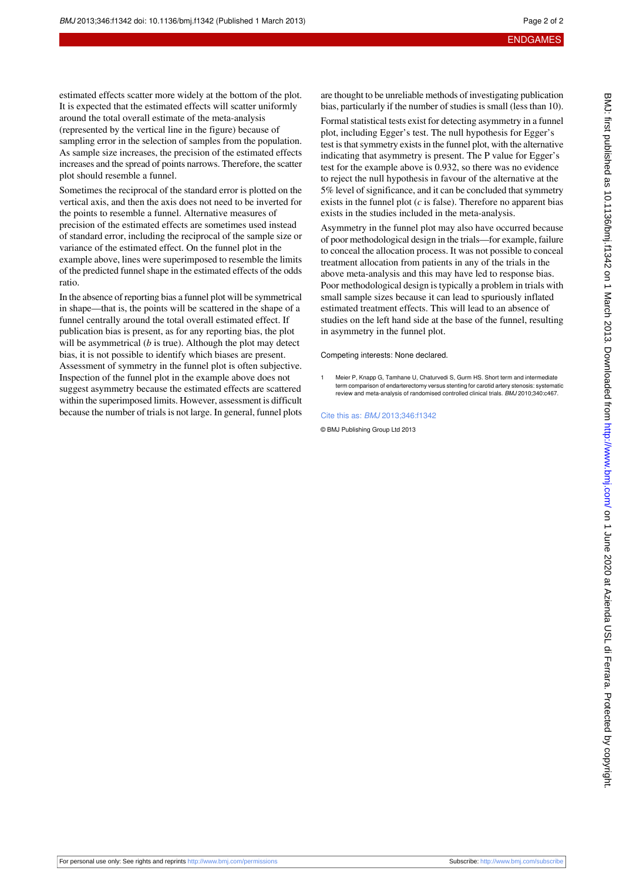estimated effects scatter more widely at the bottom of the plot. It is expected that the estimated effects will scatter uniformly around the total overall estimate of the meta-analysis (represented by the vertical line in the figure) because of sampling error in the selection of samples from the population. As sample size increases, the precision of the estimated effects increases and the spread of points narrows. Therefore, the scatter plot should resemble a funnel.

Sometimes the reciprocal of the standard error is plotted on the vertical axis, and then the axis does not need to be inverted for the points to resemble a funnel. Alternative measures of precision of the estimated effects are sometimes used instead of standard error, including the reciprocal of the sample size or variance of the estimated effect. On the funnel plot in the example above, lines were superimposed to resemble the limits of the predicted funnel shape in the estimated effects of the odds ratio.

In the absence of reporting bias a funnel plot will be symmetrical in shape—that is, the points will be scattered in the shape of a funnel centrally around the total overall estimated effect. If publication bias is present, as for any reporting bias, the plot will be asymmetrical (*b* is true). Although the plot may detect bias, it is not possible to identify which biases are present. Assessment of symmetry in the funnel plot is often subjective. Inspection of the funnel plot in the example above does not suggest asymmetry because the estimated effects are scattered within the superimposed limits. However, assessment is difficult because the number of trials is not large. In general, funnel plots are thought to be unreliable methods of investigating publication bias, particularly if the number of studies is small (less than 10).

Formal statistical tests exist for detecting asymmetry in a funnel plot, including Egger's test. The null hypothesis for Egger's test is that symmetry exists in the funnel plot, with the alternative indicating that asymmetry is present. The P value for Egger's test for the example above is 0.932, so there was no evidence to reject the null hypothesis in favour of the alternative at the 5% level of significance, and it can be concluded that symmetry exists in the funnel plot (*c* is false). Therefore no apparent bias exists in the studies included in the meta-analysis.

Asymmetry in the funnel plot may also have occurred because of poor methodological design in the trials—for example, failure to conceal the allocation process. It was not possible to conceal treatment allocation from patients in any of the trials in the above meta-analysis and this may have led to response bias. Poor methodological design is typically a problem in trials with small sample sizes because it can lead to spuriously inflated estimated treatment effects. This will lead to an absence of studies on the left hand side at the base of the funnel, resulting in asymmetry in the funnel plot.

Competing interests: None declared.

1 Meier P, Knapp G, Tamhane U, Chaturvedi S, Gurm HS. Short term and intermediate term comparison of endarterectomy versus stenting for carotid artery stenosis: systematic review and meta-analysis of randomised controlled clinical trials. *BMJ* 2010;340:c467.

Cite this as: *BMJ* 2013;346:f1342

© BMJ Publishing Group Ltd 2013